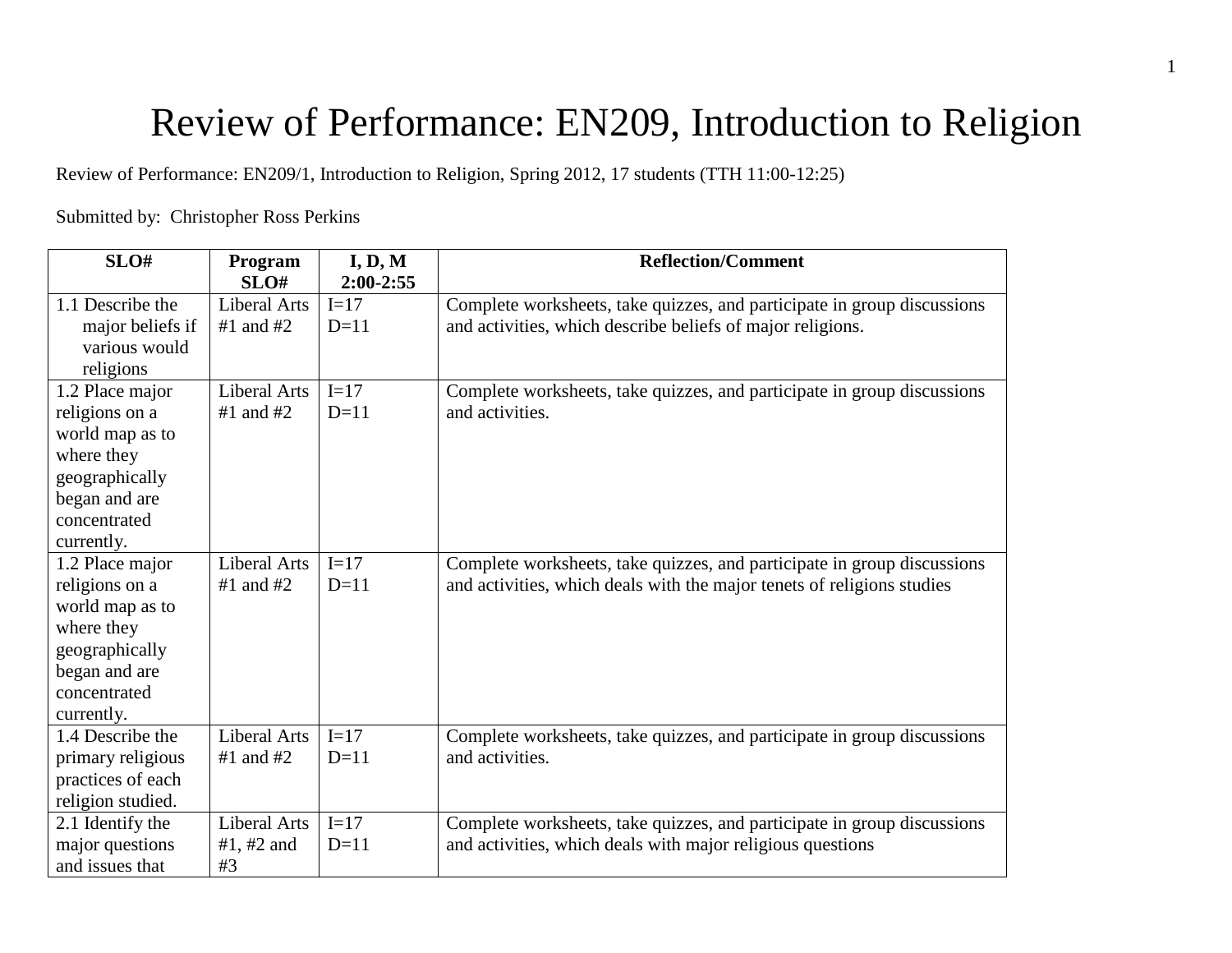# Review of Performance: EN209, Introduction to Religion

Review of Performance: EN209/1, Introduction to Religion, Spring 2012, 17 students (TTH 11:00-12:25)

Submitted by: Christopher Ross Perkins

| SLO# | Program SLO# | I, D, M 2:00-2:55 | Reflection/Comment |
|---|---|---|---|
| 1.1 Describe the major beliefs if various would religions | Liberal Arts #1 and #2 | I=17 D=11 | Complete worksheets, take quizzes, and participate in group discussions and activities, which describe beliefs of major religions. |
| 1.2 Place major religions on a world map as to where they geographically began and are concentrated currently. | Liberal Arts #1 and #2 | I=17 D=11 | Complete worksheets, take quizzes, and participate in group discussions and activities. |
| 1.2 Place major religions on a world map as to where they geographically began and are concentrated currently. | Liberal Arts #1 and #2 | I=17 D=11 | Complete worksheets, take quizzes, and participate in group discussions and activities, which deals with the major tenets of religions studies |
| 1.4 Describe the primary religious practices of each religion studied. | Liberal Arts #1 and #2 | I=17 D=11 | Complete worksheets, take quizzes, and participate in group discussions and activities. |
| 2.1 Identify the major questions and issues that | Liberal Arts #1, #2 and #3 | I=17 D=11 | Complete worksheets, take quizzes, and participate in group discussions and activities, which deals with major religious questions |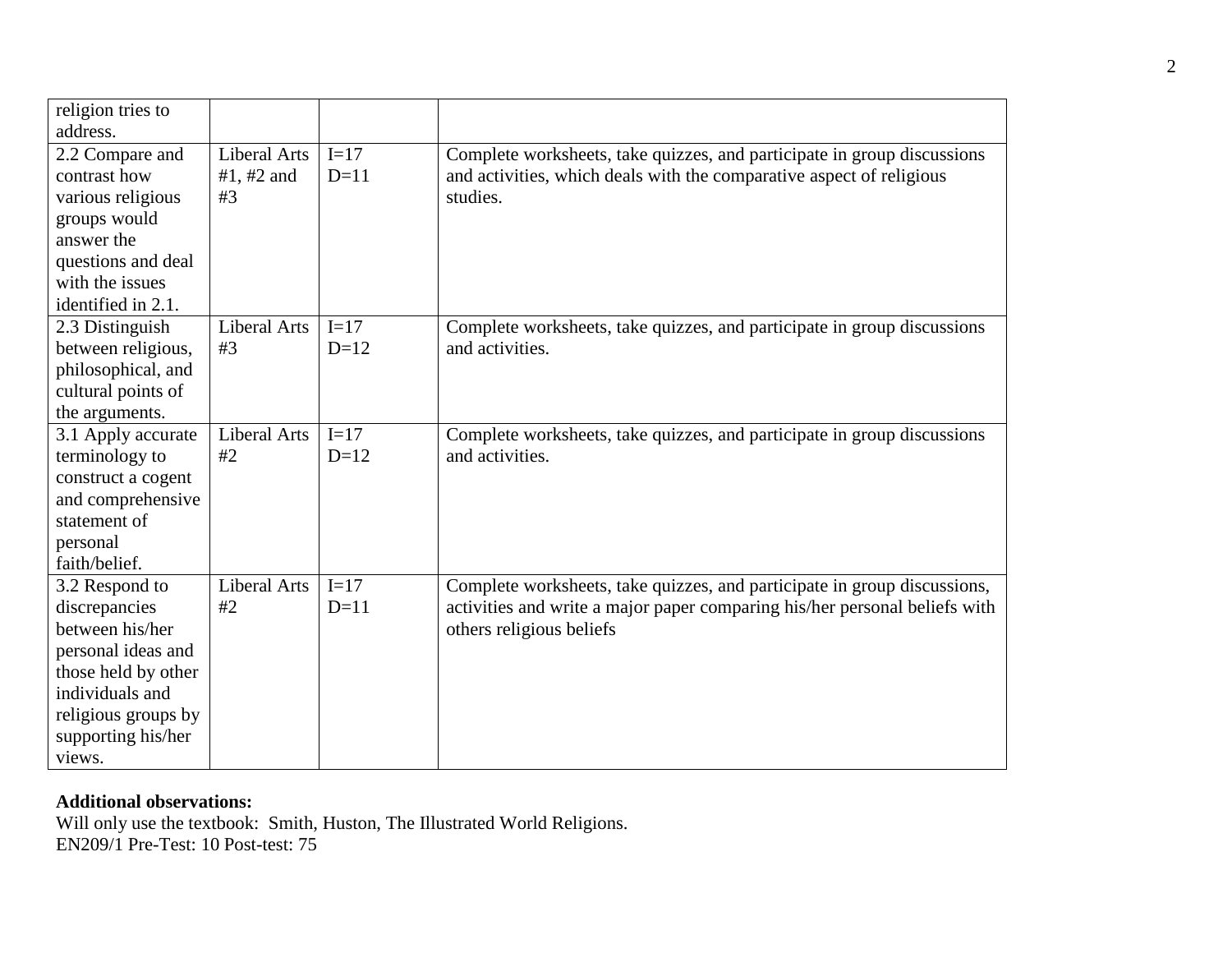| | | | |
|---|---|---|---|
| religion tries to address. | | | |
| 2.2 Compare and contrast how various religious groups would answer the questions and deal with the issues identified in 2.1. | Liberal Arts #1, #2 and #3 | I=17 D=11 | Complete worksheets, take quizzes, and participate in group discussions and activities, which deals with the comparative aspect of religious studies. |
| 2.3 Distinguish between religious, philosophical, and cultural points of the arguments. | Liberal Arts #3 | I=17 D=12 | Complete worksheets, take quizzes, and participate in group discussions and activities. |
| 3.1 Apply accurate terminology to construct a cogent and comprehensive statement of personal faith/belief. | Liberal Arts #2 | I=17 D=12 | Complete worksheets, take quizzes, and participate in group discussions and activities. |
| 3.2 Respond to discrepancies between his/her personal ideas and those held by other individuals and religious groups by supporting his/her views. | Liberal Arts #2 | I=17 D=11 | Complete worksheets, take quizzes, and participate in group discussions, activities and write a major paper comparing his/her personal beliefs with others religious beliefs |

**Additional observations:**
Will only use the textbook: Smith, Huston, The Illustrated World Religions.
EN209/1 Pre-Test: 10 Post-test: 75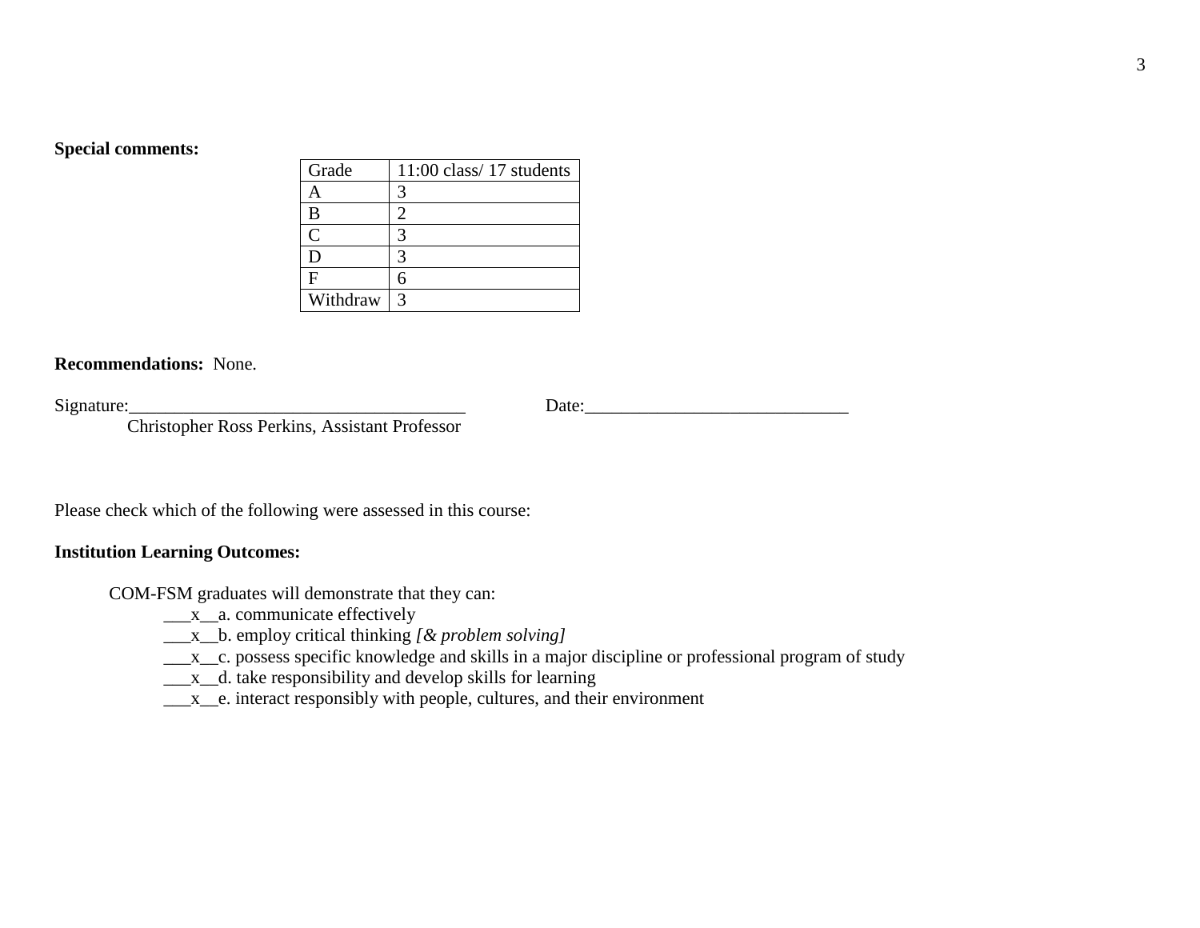**Special comments:**

| Grade | 11:00 class/ 17 students |
|---|---|
| A | 3 |
| B | 2 |
| C | 3 |
| D | 3 |
| F | 6 |
| Withdraw | 3 |

**Recommendations:** None.

Signature:_____________________________________ Date:_____________________________
Christopher Ross Perkins, Assistant Professor

Please check which of the following were assessed in this course:

**Institution Learning Outcomes:**

COM-FSM graduates will demonstrate that they can:

___x__a. communicate effectively
___x__b. employ critical thinking *[& problem solving]*
___x__c. possess specific knowledge and skills in a major discipline or professional program of study
___x__d. take responsibility and develop skills for learning
___x__e. interact responsibly with people, cultures, and their environment